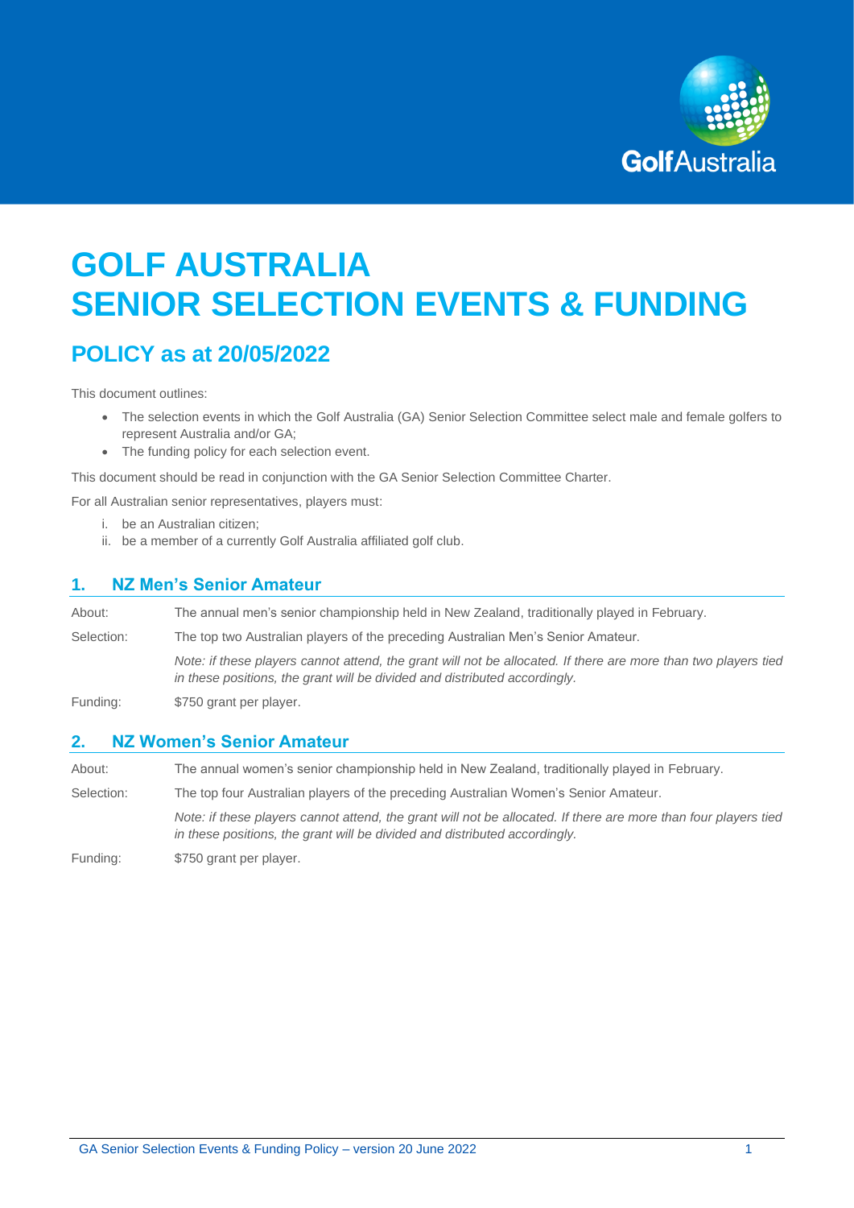# GOLF AUSTRALIA
# SENIOR SELECTION EVENTS & FUNDING

## POLICY as at 20/05/2022

This document outlines:

- The selection events in which the Golf Australia (GA) Senior Selection Committee select male and female golfers to represent Australia and/or GA;
- The funding policy for each selection event.

This document should be read in conjunction with the GA Senior Selection Committee Charter.

For all Australian senior representatives, players must:

i. be an Australian citizen;
ii. be a member of a currently Golf Australia affiliated golf club.

## 1. NZ Men's Senior Amateur

About: The annual men's senior championship held in New Zealand, traditionally played in February.

Selection: The top two Australian players of the preceding Australian Men's Senior Amateur.

*Note: if these players cannot attend, the grant will not be allocated. If there are more than two players tied in these positions, the grant will be divided and distributed accordingly.*

Funding: $750 grant per player.

## 2. NZ Women's Senior Amateur

About: The annual women's senior championship held in New Zealand, traditionally played in February.

Selection: The top four Australian players of the preceding Australian Women's Senior Amateur.

*Note: if these players cannot attend, the grant will not be allocated. If there are more than four players tied in these positions, the grant will be divided and distributed accordingly.*

Funding: $750 grant per player.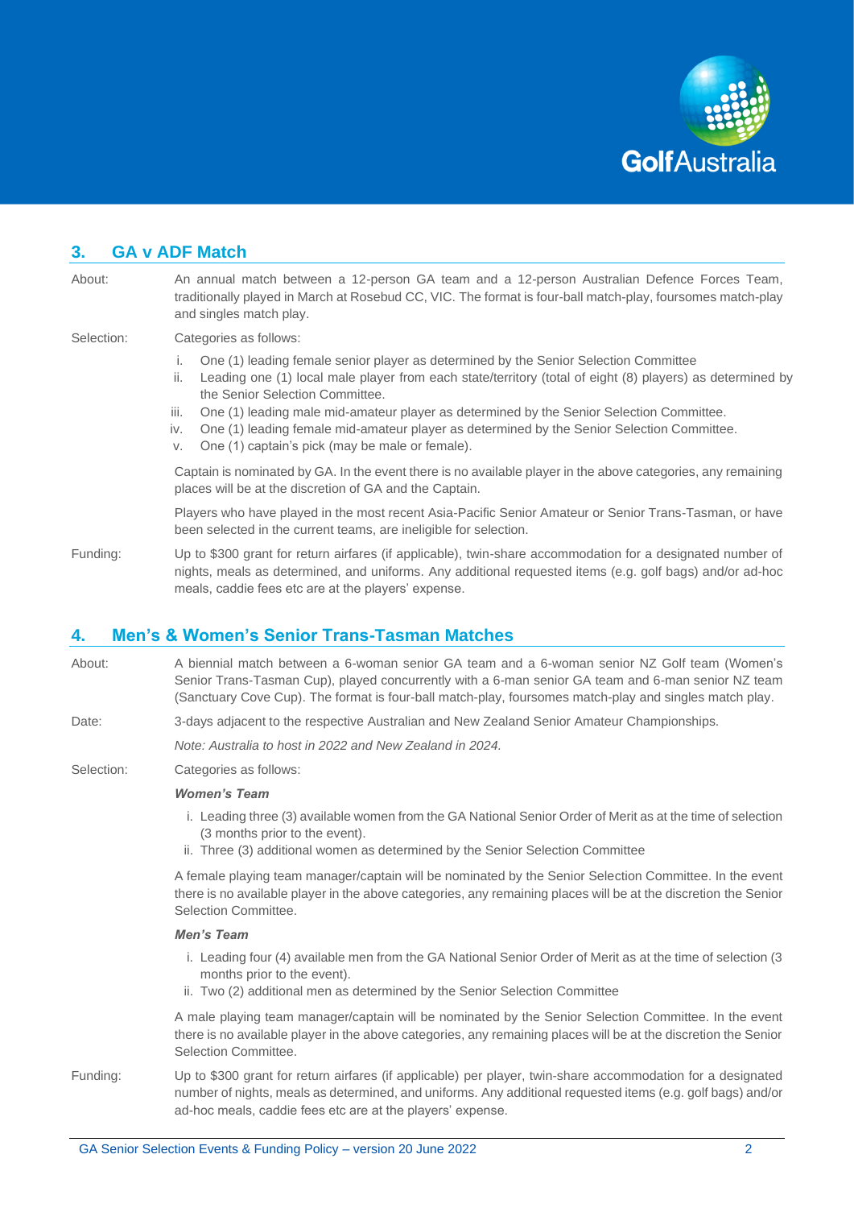## 3. GA v ADF Match

About: An annual match between a 12-person GA team and a 12-person Australian Defence Forces Team, traditionally played in March at Rosebud CC, VIC. The format is four-ball match-play, foursomes match-play and singles match play.

Selection: Categories as follows:

i. One (1) leading female senior player as determined by the Senior Selection Committee
ii. Leading one (1) local male player from each state/territory (total of eight (8) players) as determined by the Senior Selection Committee.
iii. One (1) leading male mid-amateur player as determined by the Senior Selection Committee.
iv. One (1) leading female mid-amateur player as determined by the Senior Selection Committee.
v. One (1) captain's pick (may be male or female).

Captain is nominated by GA. In the event there is no available player in the above categories, any remaining places will be at the discretion of GA and the Captain.

Players who have played in the most recent Asia-Pacific Senior Amateur or Senior Trans-Tasman, or have been selected in the current teams, are ineligible for selection.

Funding: Up to $300 grant for return airfares (if applicable), twin-share accommodation for a designated number of nights, meals as determined, and uniforms. Any additional requested items (e.g. golf bags) and/or ad-hoc meals, caddie fees etc are at the players' expense.

## 4. Men's & Women's Senior Trans-Tasman Matches

About: A biennial match between a 6-woman senior GA team and a 6-woman senior NZ Golf team (Women's Senior Trans-Tasman Cup), played concurrently with a 6-man senior GA team and 6-man senior NZ team (Sanctuary Cove Cup). The format is four-ball match-play, foursomes match-play and singles match play.

Date: 3-days adjacent to the respective Australian and New Zealand Senior Amateur Championships.

*Note: Australia to host in 2022 and New Zealand in 2024.*

Selection: Categories as follows:

***Women's Team***

i. Leading three (3) available women from the GA National Senior Order of Merit as at the time of selection (3 months prior to the event).
ii. Three (3) additional women as determined by the Senior Selection Committee

A female playing team manager/captain will be nominated by the Senior Selection Committee. In the event there is no available player in the above categories, any remaining places will be at the discretion the Senior Selection Committee.

***Men's Team***

i. Leading four (4) available men from the GA National Senior Order of Merit as at the time of selection (3 months prior to the event).
ii. Two (2) additional men as determined by the Senior Selection Committee

A male playing team manager/captain will be nominated by the Senior Selection Committee. In the event there is no available player in the above categories, any remaining places will be at the discretion the Senior Selection Committee.

Funding: Up to $300 grant for return airfares (if applicable) per player, twin-share accommodation for a designated number of nights, meals as determined, and uniforms. Any additional requested items (e.g. golf bags) and/or ad-hoc meals, caddie fees etc are at the players' expense.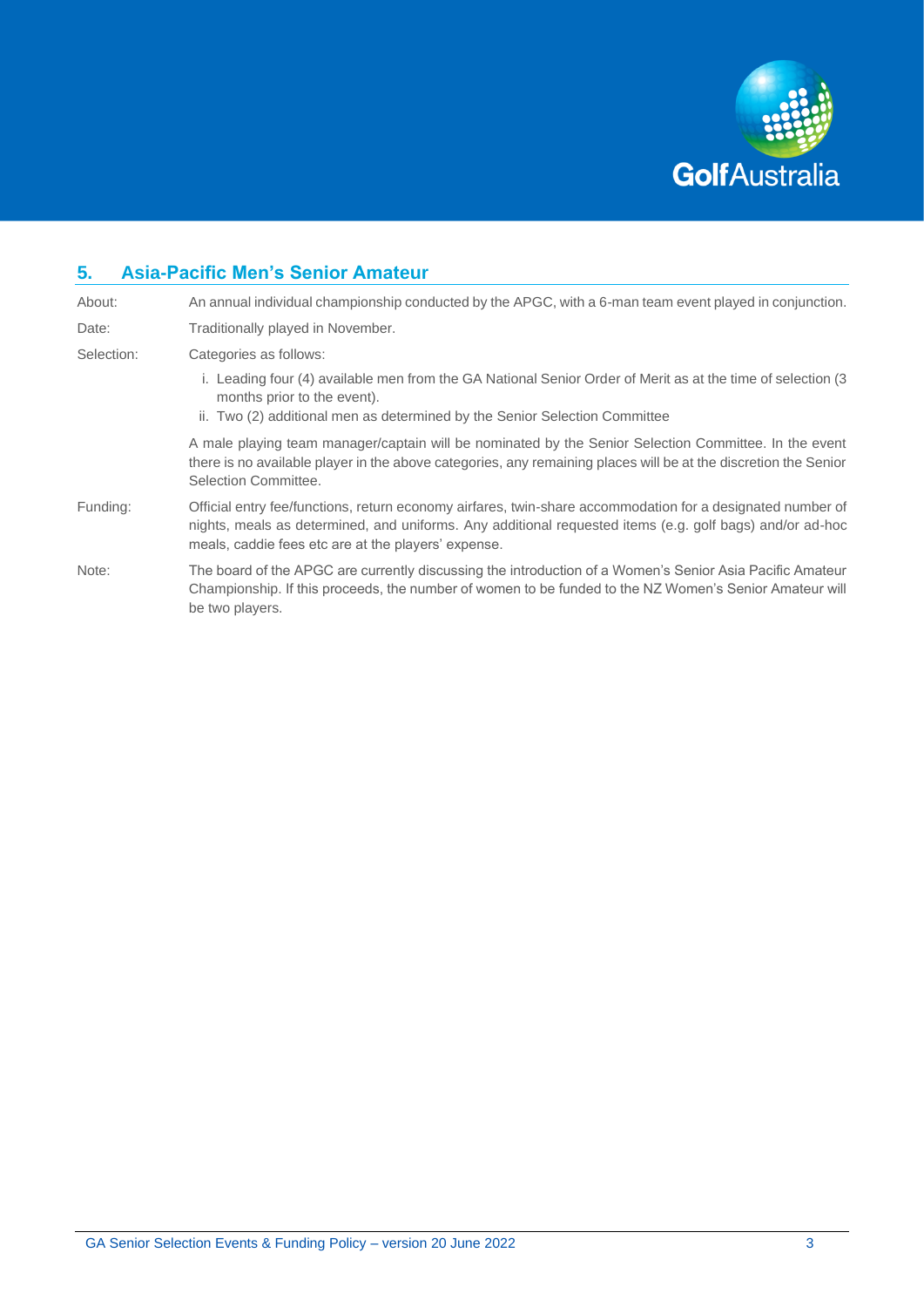## 5. Asia-Pacific Men's Senior Amateur

| | |
|---|---|
| About: | An annual individual championship conducted by the APGC, with a 6-man team event played in conjunction. |
| Date: | Traditionally played in November. |
| Selection: | Categories as follows:<br>i. Leading four (4) available men from the GA National Senior Order of Merit as at the time of selection (3 months prior to the event).<br>ii. Two (2) additional men as determined by the Senior Selection Committee<br><br>A male playing team manager/captain will be nominated by the Senior Selection Committee. In the event there is no available player in the above categories, any remaining places will be at the discretion the Senior Selection Committee. |
| Funding: | Official entry fee/functions, return economy airfares, twin-share accommodation for a designated number of nights, meals as determined, and uniforms. Any additional requested items (e.g. golf bags) and/or ad-hoc meals, caddie fees etc are at the players' expense. |
| Note: | The board of the APGC are currently discussing the introduction of a Women's Senior Asia Pacific Amateur Championship. If this proceeds, the number of women to be funded to the NZ Women's Senior Amateur will be two players. |